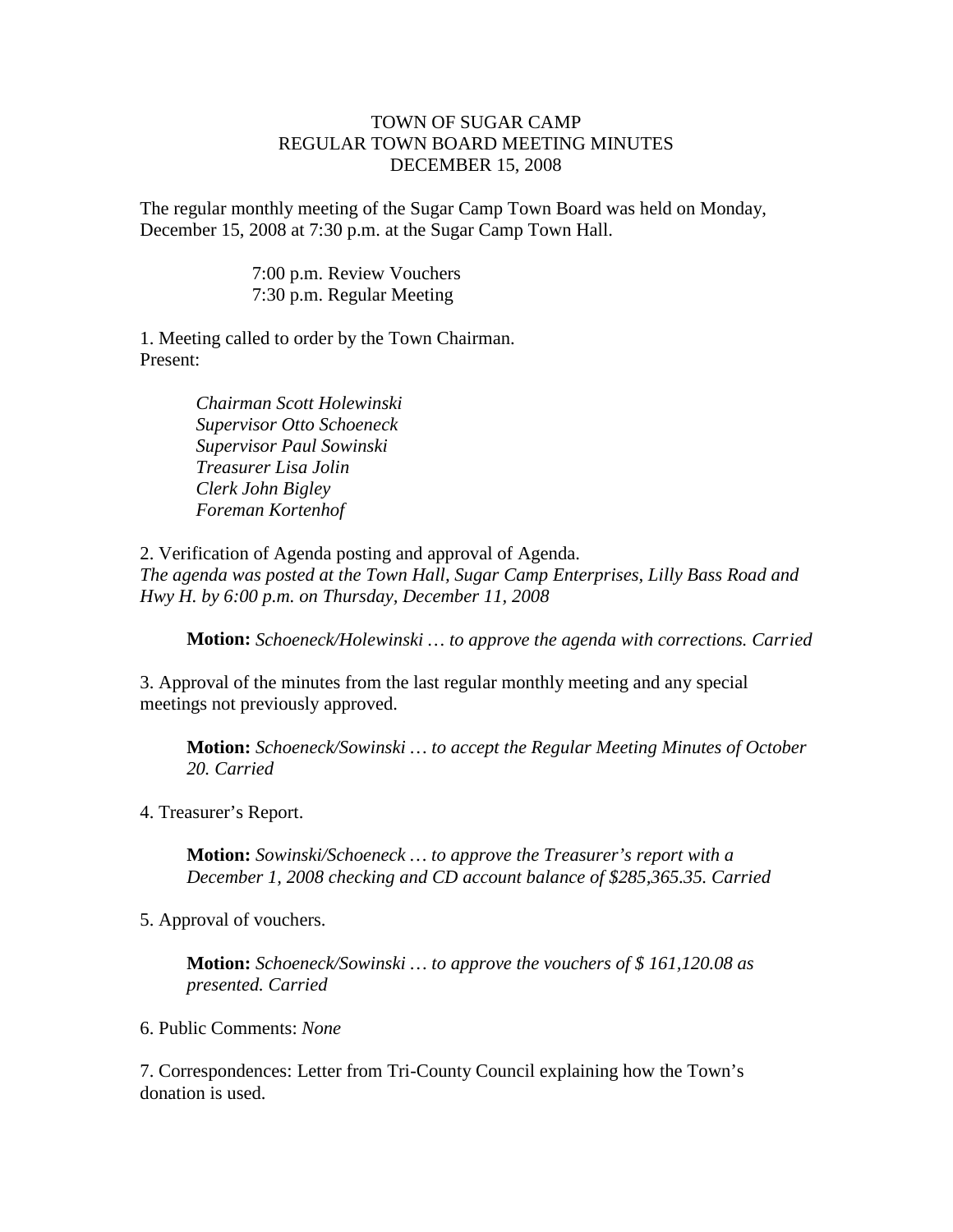# TOWN OF SUGAR CAMP
## REGULAR TOWN BOARD MEETING MINUTES
## DECEMBER 15, 2008

The regular monthly meeting of the Sugar Camp Town Board was held on Monday, December 15, 2008 at 7:30 p.m. at the Sugar Camp Town Hall.

7:00 p.m. Review Vouchers
7:30 p.m. Regular Meeting

1. Meeting called to order by the Town Chairman.
Present:

*Chairman Scott Holewinski*
*Supervisor Otto Schoeneck*
*Supervisor Paul Sowinski*
*Treasurer Lisa Jolin*
*Clerk John Bigley*
*Foreman Kortenhof*

2. Verification of Agenda posting and approval of Agenda.
*The agenda was posted at the Town Hall, Sugar Camp Enterprises, Lilly Bass Road and Hwy H. by 6:00 p.m. on Thursday, December 11, 2008*

**Motion:** *Schoeneck/Holewinski … to approve the agenda with corrections. Carried*

3. Approval of the minutes from the last regular monthly meeting and any special meetings not previously approved.

**Motion:** *Schoeneck/Sowinski … to accept the Regular Meeting Minutes of October 20. Carried*

4. Treasurer's Report.

**Motion:** *Sowinski/Schoeneck … to approve the Treasurer's report with a December 1, 2008 checking and CD account balance of $285,365.35. Carried*

5. Approval of vouchers.

**Motion:** *Schoeneck/Sowinski … to approve the vouchers of $ 161,120.08 as presented. Carried*

6. Public Comments: *None*

7. Correspondences: Letter from Tri-County Council explaining how the Town's donation is used.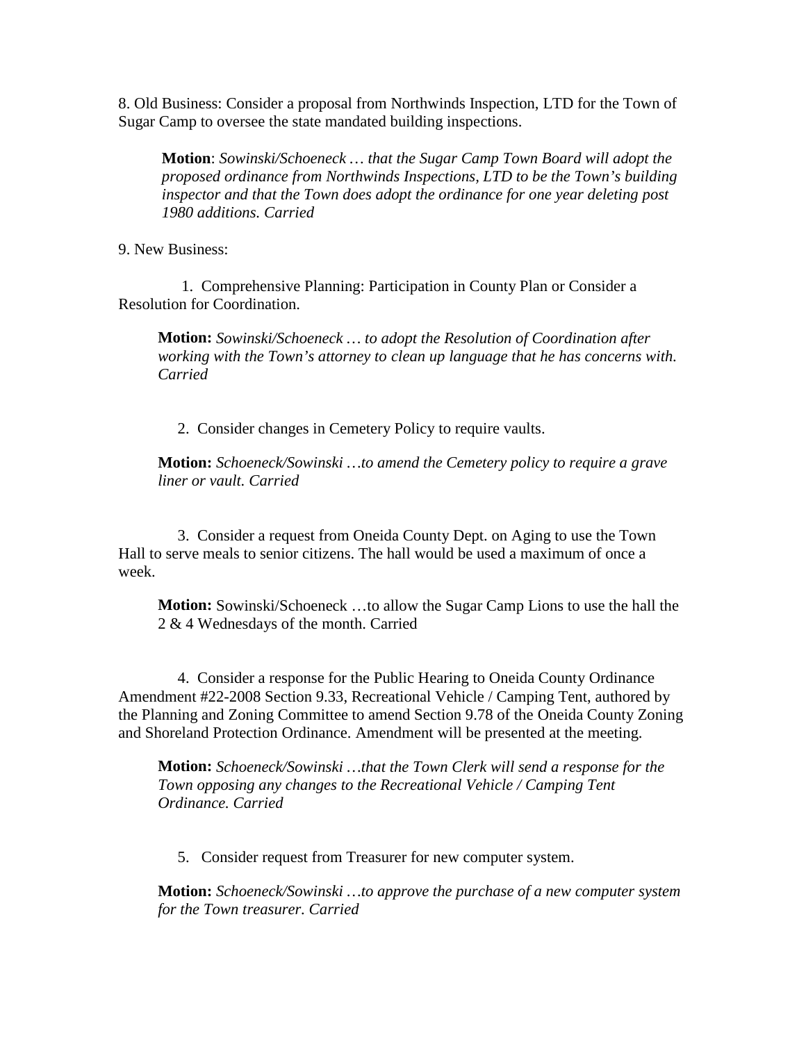8. Old Business: Consider a proposal from Northwinds Inspection, LTD for the Town of Sugar Camp to oversee the state mandated building inspections.

> **Motion**: *Sowinski/Schoeneck … that the Sugar Camp Town Board will adopt the proposed ordinance from Northwinds Inspections, LTD to be the Town's building inspector and that the Town does adopt the ordinance for one year deleting post 1980 additions. Carried*

9. New Business:

1. Comprehensive Planning: Participation in County Plan or Consider a Resolution for Coordination.

> **Motion:** *Sowinski/Schoeneck … to adopt the Resolution of Coordination after working with the Town's attorney to clean up language that he has concerns with. Carried*

2. Consider changes in Cemetery Policy to require vaults.

> **Motion:** *Schoeneck/Sowinski …to amend the Cemetery policy to require a grave liner or vault. Carried*

3. Consider a request from Oneida County Dept. on Aging to use the Town Hall to serve meals to senior citizens. The hall would be used a maximum of once a week.

> **Motion:** Sowinski/Schoeneck …to allow the Sugar Camp Lions to use the hall the 2 & 4 Wednesdays of the month. Carried

4. Consider a response for the Public Hearing to Oneida County Ordinance Amendment #22-2008 Section 9.33, Recreational Vehicle / Camping Tent, authored by the Planning and Zoning Committee to amend Section 9.78 of the Oneida County Zoning and Shoreland Protection Ordinance. Amendment will be presented at the meeting.

> **Motion:** *Schoeneck/Sowinski …that the Town Clerk will send a response for the Town opposing any changes to the Recreational Vehicle / Camping Tent Ordinance. Carried*

5. Consider request from Treasurer for new computer system.

> **Motion:** *Schoeneck/Sowinski …to approve the purchase of a new computer system for the Town treasurer. Carried*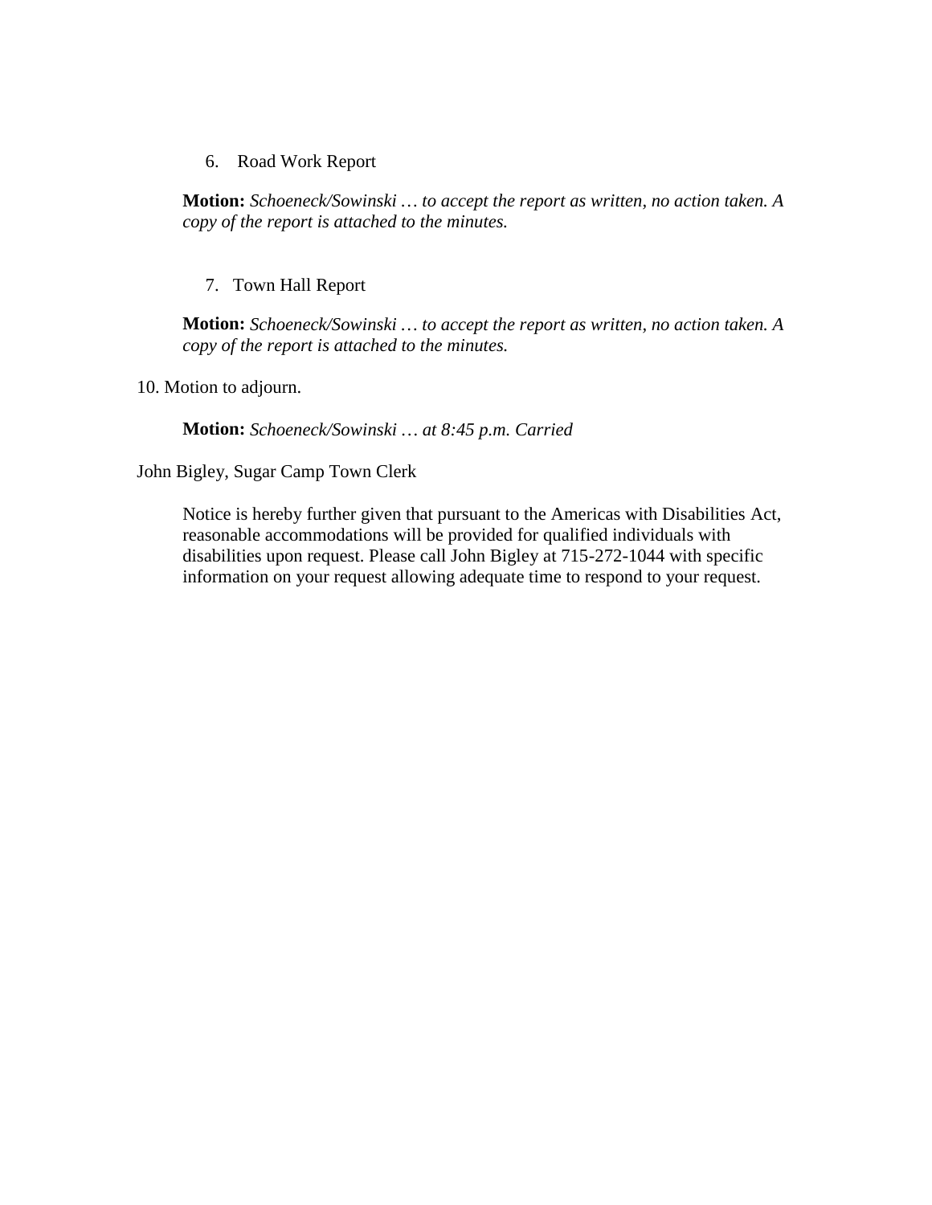6. Road Work Report

**Motion:** *Schoeneck/Sowinski … to accept the report as written, no action taken. A copy of the report is attached to the minutes.*

7. Town Hall Report

**Motion:** *Schoeneck/Sowinski … to accept the report as written, no action taken. A copy of the report is attached to the minutes.*

10. Motion to adjourn.

**Motion:** *Schoeneck/Sowinski … at 8:45 p.m. Carried*

John Bigley, Sugar Camp Town Clerk

Notice is hereby further given that pursuant to the Americas with Disabilities Act, reasonable accommodations will be provided for qualified individuals with disabilities upon request. Please call John Bigley at 715-272-1044 with specific information on your request allowing adequate time to respond to your request.